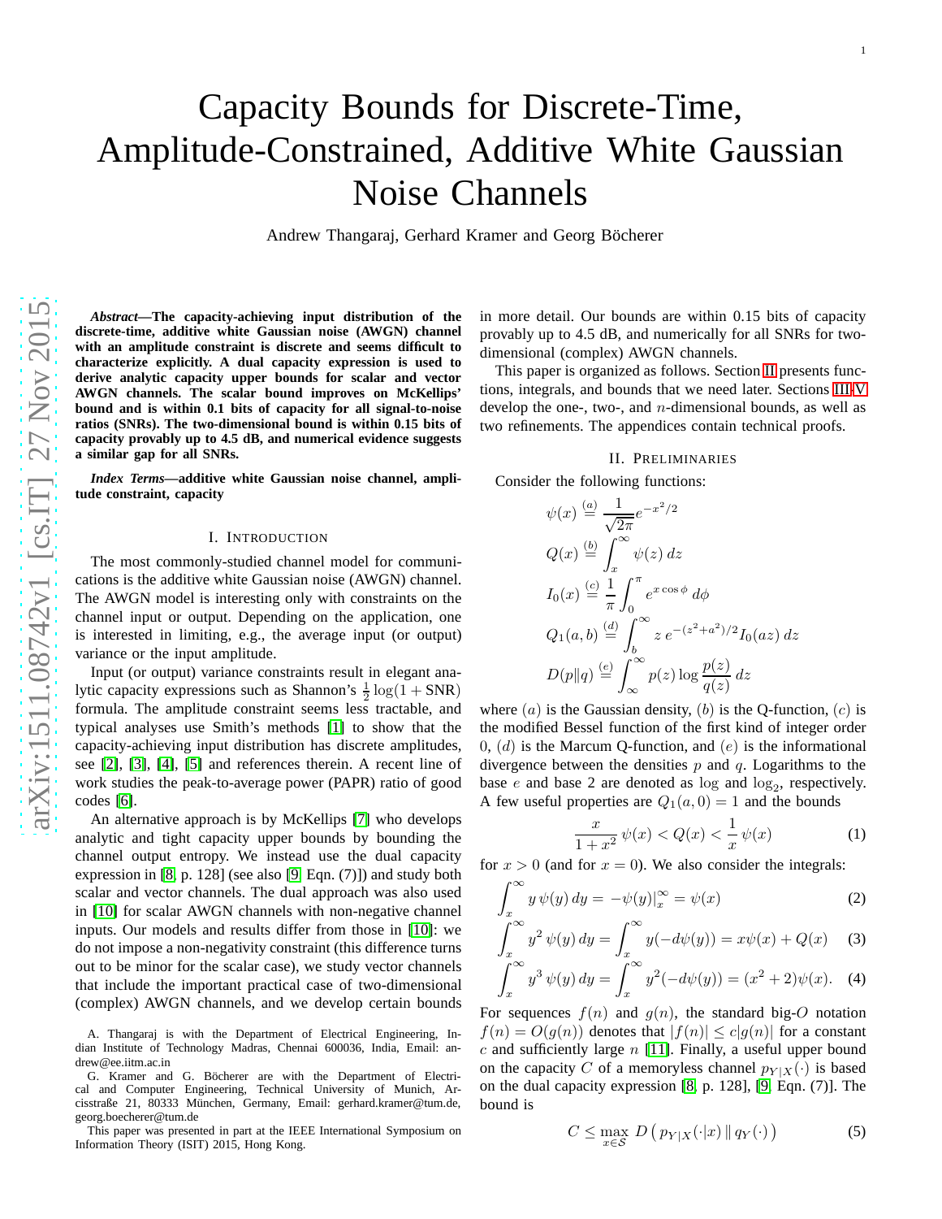# Capacity Bounds for Discrete-Time, Amplitude-Constrained, Additive White Gaussian Noise Channels

Andrew Thangaraj, Gerhard Kramer and Georg Böcherer

***Abstract*—The capacity-achieving input distribution of the discrete-time, additive white Gaussian noise (AWGN) channel with an amplitude constraint is discrete and seems difficult to characterize explicitly. A dual capacity expression is used to derive analytic capacity upper bounds for scalar and vector AWGN channels. The scalar bound improves on McKellips' bound and is within 0.1 bits of capacity for all signal-to-noise ratios (SNRs). The two-dimensional bound is within 0.15 bits of capacity provably up to 4.5 dB, and numerical evidence suggests a similar gap for all SNRs.**

***Index Terms*—additive white Gaussian noise channel, amplitude constraint, capacity**

## I. Introduction

The most commonly-studied channel model for communications is the additive white Gaussian noise (AWGN) channel. The AWGN model is interesting only with constraints on the channel input or output. Depending on the application, one is interested in limiting, e.g., the average input (or output) variance or the input amplitude.

Input (or output) variance constraints result in elegant analytic capacity expressions such as Shannon's $\frac{1}{2}\log(1+\mathrm{SNR})$ formula. The amplitude constraint seems less tractable, and typical analyses use Smith's methods [1] to show that the capacity-achieving input distribution has discrete amplitudes, see [2], [3], [4], [5] and references therein. A recent line of work studies the peak-to-average power (PAPR) ratio of good codes [6].

An alternative approach is by McKellips [7] who develops analytic and tight capacity upper bounds by bounding the channel output entropy. We instead use the dual capacity expression in [8, p. 128] (see also [9, Eqn. (7)]) and study both scalar and vector channels. The dual approach was also used in [10] for scalar AWGN channels with non-negative channel inputs. Our models and results differ from those in [10]: we do not impose a non-negativity constraint (this difference turns out to be minor for the scalar case), we study vector channels that include the important practical case of two-dimensional (complex) AWGN channels, and we develop certain bounds in more detail. Our bounds are within 0.15 bits of capacity provably up to 4.5 dB, and numerically for all SNRs for two-dimensional (complex) AWGN channels.

This paper is organized as follows. Section II presents functions, integrals, and bounds that we need later. Sections III-V develop the one-, two-, and $n$-dimensional bounds, as well as two refinements. The appendices contain technical proofs.

A. Thangaraj is with the Department of Electrical Engineering, Indian Institute of Technology Madras, Chennai 600036, India, Email: andrew@ee.iitm.ac.in

G. Kramer and G. Böcherer are with the Department of Electrical and Computer Engineering, Technical University of Munich, Arcisstraße 21, 80333 München, Germany, Email: gerhard.kramer@tum.de, georg.boecherer@tum.de

This paper was presented in part at the IEEE International Symposium on Information Theory (ISIT) 2015, Hong Kong.

## II. Preliminaries

Consider the following functions:

$$\psi(x) \stackrel{(a)}{=} \frac{1}{\sqrt{2\pi}} e^{-x^2/2}$$

$$Q(x) \stackrel{(b)}{=} \int_x^\infty \psi(z)\, dz$$

$$I_0(x) \stackrel{(c)}{=} \frac{1}{\pi}\int_0^\pi e^{x\cos\phi}\, d\phi$$

$$Q_1(a,b) \stackrel{(d)}{=} \int_b^\infty z\, e^{-(z^2+a^2)/2} I_0(az)\, dz$$

$$D(p\|q) \stackrel{(e)}{=} \int_\infty^\infty p(z)\log\frac{p(z)}{q(z)}\, dz$$

where $(a)$ is the Gaussian density, $(b)$ is the Q-function, $(c)$ is the modified Bessel function of the first kind of integer order 0, $(d)$ is the Marcum Q-function, and $(e)$ is the informational divergence between the densities $p$ and $q$. Logarithms to the base $e$ and base 2 are denoted as $\log$ and $\log_2$, respectively. A few useful properties are $Q_1(a,0)=1$ and the bounds

$$\frac{x}{1+x^2}\,\psi(x) < Q(x) < \frac{1}{x}\,\psi(x) \tag{1}$$

for $x>0$ (and for $x=0$). We also consider the integrals:

$$\int_x^\infty y\,\psi(y)\, dy = -\psi(y)|_x^\infty = \psi(x) \tag{2}$$

$$\int_x^\infty y^2\,\psi(y)\, dy = \int_x^\infty y(-d\psi(y)) = x\psi(x) + Q(x) \tag{3}$$

$$\int_x^\infty y^3\,\psi(y)\, dy = \int_x^\infty y^2(-d\psi(y)) = (x^2+2)\psi(x). \tag{4}$$

For sequences $f(n)$ and $g(n)$, the standard big-$O$ notation $f(n) = O(g(n))$ denotes that $|f(n)| \le c|g(n)|$ for a constant $c$ and sufficiently large $n$ [11]. Finally, a useful upper bound on the capacity $C$ of a memoryless channel $p_{Y|X}(\cdot)$ is based on the dual capacity expression [8, p. 128], [9, Eqn. (7)]. The bound is

$$C \le \max_{x\in\mathcal{S}} D\left(p_{Y|X}(\cdot|x)\,\|\,q_Y(\cdot)\right) \tag{5}$$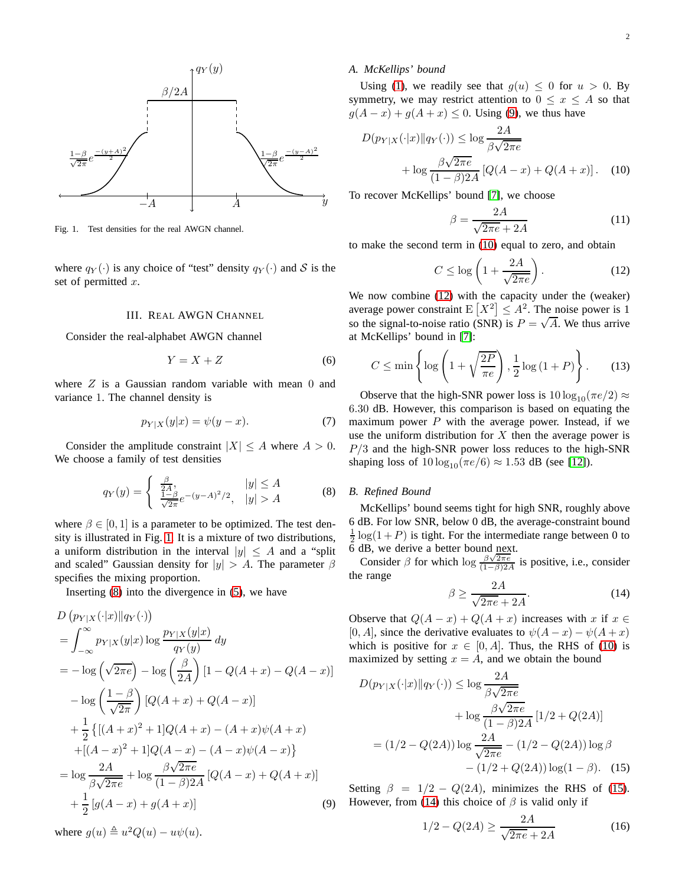Fig. 1. Test densities for the real AWGN channel.

where $q_Y(\cdot)$ is any choice of "test" density $q_Y(\cdot)$ and $\mathcal{S}$ is the set of permitted $x$.

## III. Real AWGN Channel

Consider the real-alphabet AWGN channel

$$Y = X + Z \tag{6}$$

where $Z$ is a Gaussian random variable with mean 0 and variance 1. The channel density is

$$p_{Y|X}(y|x) = \psi(y-x). \tag{7}$$

Consider the amplitude constraint $|X| \le A$ where $A > 0$. We choose a family of test densities

$$q_Y(y) = \begin{cases} \frac{\beta}{2A}, & |y| \le A \\ \frac{1-\beta}{\sqrt{2\pi}} e^{-(y-A)^2/2}, & |y| > A \end{cases} \tag{8}$$

where $\beta \in [0,1]$ is a parameter to be optimized. The test density is illustrated in Fig. 1. It is a mixture of two distributions, a uniform distribution in the interval $|y| \le A$ and a "split and scaled" Gaussian density for $|y| > A$. The parameter $\beta$ specifies the mixing proportion.

Inserting (8) into the divergence in (5), we have

$$\begin{aligned}
&D\left(p_{Y|X}(\cdot|x) \| q_Y(\cdot)\right) \\
&= \int_{-\infty}^{\infty} p_{Y|X}(y|x) \log \frac{p_{Y|X}(y|x)}{q_Y(y)} \, dy \\
&= -\log\left(\sqrt{2\pi e}\right) - \log\left(\frac{\beta}{2A}\right)\left[1 - Q(A+x) - Q(A-x)\right] \\
&\quad - \log\left(\frac{1-\beta}{\sqrt{2\pi}}\right)\left[Q(A+x) + Q(A-x)\right] \\
&\quad + \frac{1}{2}\left\{\left[(A+x)^2+1\right]Q(A+x) - (A+x)\psi(A+x)\right. \\
&\quad \left. + \left[(A-x)^2+1\right]Q(A-x) - (A-x)\psi(A-x)\right\} \\
&= \log \frac{2A}{\beta\sqrt{2\pi e}} + \log \frac{\beta\sqrt{2\pi e}}{(1-\beta)2A}\left[Q(A-x) + Q(A+x)\right] \\
&\quad + \frac{1}{2}\left[g(A-x) + g(A+x)\right]
\end{aligned} \tag{9}$$

where $g(u) \triangleq u^2 Q(u) - u\psi(u)$.

### A. McKellips' bound

Using (1), we readily see that $g(u) \le 0$ for $u > 0$. By symmetry, we may restrict attention to $0 \le x \le A$ so that $g(A-x) + g(A+x) \le 0$. Using (9), we thus have

$$\begin{aligned}
D(p_{Y|X}(\cdot|x) \| q_Y(\cdot)) &\le \log \frac{2A}{\beta\sqrt{2\pi e}} \\
&\quad + \log \frac{\beta\sqrt{2\pi e}}{(1-\beta)2A}\left[Q(A-x) + Q(A+x)\right].
\end{aligned} \tag{10}$$

To recover McKellips' bound [7], we choose

$$\beta = \frac{2A}{\sqrt{2\pi e} + 2A} \tag{11}$$

to make the second term in (10) equal to zero, and obtain

$$C \le \log\left(1 + \frac{2A}{\sqrt{2\pi e}}\right). \tag{12}$$

We now combine (12) with the capacity under the (weaker) average power constraint $\mathrm{E}\left[X^2\right] \le A^2$. The noise power is 1 so the signal-to-noise ratio (SNR) is $P = \sqrt{A}$. We thus arrive at McKellips' bound in [7]:

$$C \le \min\left\{\log\left(1 + \sqrt{\frac{2P}{\pi e}}\right), \frac{1}{2}\log\left(1+P\right)\right\}. \tag{13}$$

Observe that the high-SNR power loss is $10\log_{10}(\pi e/2) \approx 6.30$ dB. However, this comparison is based on equating the maximum power $P$ with the average power. Instead, if we use the uniform distribution for $X$ then the average power is $P/3$ and the high-SNR power loss reduces to the high-SNR shaping loss of $10\log_{10}(\pi e/6) \approx 1.53$ dB (see [12]).

### B. Refined Bound

McKellips' bound seems tight for high SNR, roughly above 6 dB. For low SNR, below 0 dB, the average-constraint bound $\frac{1}{2}\log(1+P)$ is tight. For the intermediate range between 0 to 6 dB, we derive a better bound next.

Consider $\beta$ for which $\log \frac{\beta\sqrt{2\pi e}}{(1-\beta)2A}$ is positive, i.e., consider the range

$$\beta \ge \frac{2A}{\sqrt{2\pi e} + 2A}. \tag{14}$$

Observe that $Q(A-x) + Q(A+x)$ increases with $x$ if $x \in [0, A]$, since the derivative evaluates to $\psi(A-x) - \psi(A+x)$ which is positive for $x \in [0, A]$. Thus, the RHS of (10) is maximized by setting $x = A$, and we obtain the bound

$$\begin{aligned}
D(p_{Y|X}(\cdot|x) \| q_Y(\cdot)) &\le \log \frac{2A}{\beta\sqrt{2\pi e}} \\
&\quad + \log \frac{\beta\sqrt{2\pi e}}{(1-\beta)2A}\left[1/2 + Q(2A)\right] \\
&= (1/2 - Q(2A))\log\frac{2A}{\sqrt{2\pi e}} - (1/2 - Q(2A))\log\beta \\
&\quad - (1/2 + Q(2A))\log(1-\beta).
\end{aligned} \tag{15}$$

Setting $\beta = 1/2 - Q(2A)$, minimizes the RHS of (15). However, from (14) this choice of $\beta$ is valid only if

$$1/2 - Q(2A) \ge \frac{2A}{\sqrt{2\pi e} + 2A} \tag{16}$$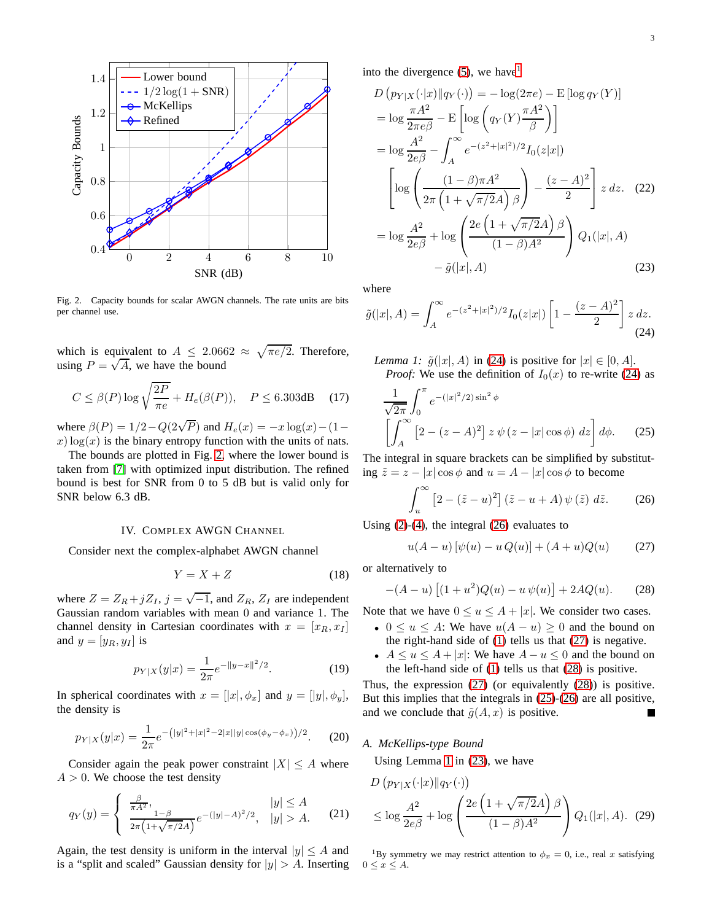Fig. 2. Capacity bounds for scalar AWGN channels. The rate units are bits per channel use.

which is equivalent to $A \le 2.0662 \approx \sqrt{\pi e/2}$. Therefore, using $P = \sqrt{A}$, we have the bound

$$C \le \beta(P) \log \sqrt{\frac{2P}{\pi e}} + H_e(\beta(P)), \quad P \le 6.303\text{dB} \tag{17}$$

where $\beta(P) = 1/2 - Q(2\sqrt{P})$ and $H_e(x) = -x\log(x) - (1-x)\log(x)$ is the binary entropy function with the units of nats.

The bounds are plotted in Fig. 2, where the lower bound is taken from [7] with optimized input distribution. The refined bound is best for SNR from 0 to 5 dB but is valid only for SNR below 6.3 dB.

## IV. Complex AWGN Channel

Consider next the complex-alphabet AWGN channel

$$Y = X + Z \tag{18}$$

where $Z = Z_R + jZ_I$, $j = \sqrt{-1}$, and $Z_R$, $Z_I$ are independent Gaussian random variables with mean 0 and variance 1. The channel density in Cartesian coordinates with $x = [x_R, x_I]$ and $y = [y_R, y_I]$ is

$$p_{Y|X}(y|x) = \frac{1}{2\pi} e^{-\|y-x\|^2/2}. \tag{19}$$

In spherical coordinates with $x = [|x|, \phi_x]$ and $y = [|y|, \phi_y]$, the density is

$$p_{Y|X}(y|x) = \frac{1}{2\pi} e^{-\left(|y|^2+|x|^2-2|x||y|\cos(\phi_y-\phi_x)\right)/2}. \tag{20}$$

Consider again the peak power constraint $|X| \le A$ where $A > 0$. We choose the test density

$$q_Y(y) = \begin{cases} \frac{\beta}{\pi A^2}, & |y| \le A \\ \frac{1-\beta}{2\pi\left(1+\sqrt{\pi/2}A\right)} e^{-(|y|-A)^2/2}, & |y| > A. \end{cases} \tag{21}$$

Again, the test density is uniform in the interval $|y| \le A$ and is a "split and scaled" Gaussian density for $|y| > A$. Inserting into the divergence (5), we have[1]

$$\begin{aligned}
&D\left(p_{Y|X}(\cdot|x)\|q_Y(\cdot)\right) = -\log(2\pi e) - \mathrm{E}\left[\log q_Y(Y)\right] \\
&= \log\frac{\pi A^2}{2\pi e\beta} - \mathrm{E}\left[\log\left(q_Y(Y)\frac{\pi A^2}{\beta}\right)\right] \\
&= \log\frac{A^2}{2e\beta} - \int_A^\infty e^{-(z^2+|x|^2)/2} I_0(z|x|) \\
&\quad \left[\log\left(\frac{(1-\beta)\pi A^2}{2\pi\left(1+\sqrt{\pi/2}A\right)\beta}\right) - \frac{(z-A)^2}{2}\right] z\,dz. \quad (22) \\
&= \log\frac{A^2}{2e\beta} + \log\left(\frac{2e\left(1+\sqrt{\pi/2}A\right)\beta}{(1-\beta)A^2}\right) Q_1(|x|, A) \\
&\quad - \tilde{g}(|x|, A) \quad (23)
\end{aligned}$$

where

$$\tilde{g}(|x|, A) = \int_A^\infty e^{-(z^2+|x|^2)/2} I_0(z|x|) \left[1 - \frac{(z-A)^2}{2}\right] z\,dz. \tag{24}$$

*Lemma 1:* $\tilde{g}(|x|, A)$ in (24) is positive for $|x| \in [0, A]$.

*Proof:* We use the definition of $I_0(x)$ to re-write (24) as

$$\frac{1}{\sqrt{2\pi}} \int_0^\pi e^{-(|x|^2/2)\sin^2\phi} \left[\int_A^\infty \left[2 - (z-A)^2\right] z\,\psi\left(z - |x|\cos\phi\right) dz\right] d\phi. \tag{25}$$

The integral in square brackets can be simplified by substituting $\tilde{z} = z - |x|\cos\phi$ and $u = A - |x|\cos\phi$ to become

$$\int_u^\infty \left[2 - (\tilde{z}-u)^2\right] (\tilde{z} - u + A)\,\psi(\tilde{z})\,d\tilde{z}. \tag{26}$$

Using (2)-(4), the integral (26) evaluates to

$$u(A-u)\left[\psi(u) - u\,Q(u)\right] + (A+u)Q(u) \tag{27}$$

or alternatively to

$$-(A-u)\left[(1+u^2)Q(u) - u\,\psi(u)\right] + 2AQ(u). \tag{28}$$

Note that we have $0 \le u \le A + |x|$. We consider two cases.

- $0 \le u \le A$: We have $u(A-u) \ge 0$ and the bound on the right-hand side of (1) tells us that (27) is negative.
- $A \le u \le A + |x|$: We have $A - u \le 0$ and the bound on the left-hand side of (1) tells us that (28) is positive.

Thus, the expression (27) (or equivalently (28)) is positive. But this implies that the integrals in (25)-(26) are all positive, and we conclude that $\tilde{g}(A, x)$ is positive. ∎

### A. McKellips-type Bound

Using Lemma 1 in (23), we have

$$D\left(p_{Y|X}(\cdot|x)\|q_Y(\cdot)\right) \le \log\frac{A^2}{2e\beta} + \log\left(\frac{2e\left(1+\sqrt{\pi/2}A\right)\beta}{(1-\beta)A^2}\right) Q_1(|x|, A). \tag{29}$$

[1] By symmetry we may restrict attention to $\phi_x = 0$, i.e., real $x$ satisfying $0 \le x \le A$.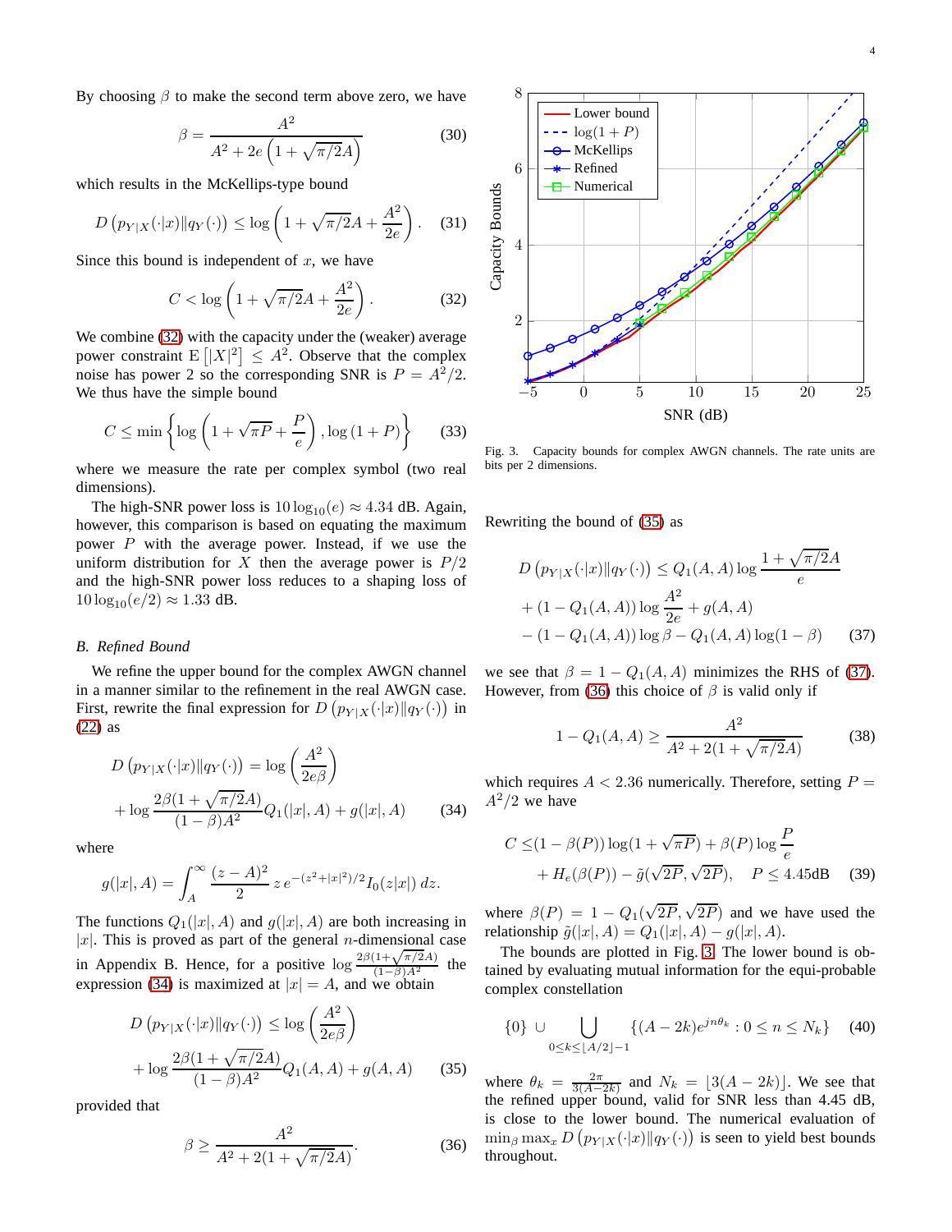By choosing $\beta$ to make the second term above zero, we have

$$\beta = \frac{A^2}{A^2 + 2e\left(1 + \sqrt{\pi/2}A\right)} \tag{30}$$

which results in the McKellips-type bound

$$D\left(p_{Y|X}(\cdot|x)\|q_Y(\cdot)\right) \le \log\left(1 + \sqrt{\pi/2}A + \frac{A^2}{2e}\right). \tag{31}$$

Since this bound is independent of $x$, we have

$$C < \log\left(1 + \sqrt{\pi/2}A + \frac{A^2}{2e}\right). \tag{32}$$

We combine (32) with the capacity under the (weaker) average power constraint $\mathrm{E}\left[|X|^2\right] \le A^2$. Observe that the complex noise has power 2 so the corresponding SNR is $P = A^2/2$. We thus have the simple bound

$$C \le \min\left\{\log\left(1 + \sqrt{\pi P} + \frac{P}{e}\right), \log\left(1 + P\right)\right\} \tag{33}$$

where we measure the rate per complex symbol (two real dimensions).

The high-SNR power loss is $10\log_{10}(e) \approx 4.34$ dB. Again, however, this comparison is based on equating the maximum power $P$ with the average power. Instead, if we use the uniform distribution for $X$ then the average power is $P/2$ and the high-SNR power loss reduces to a shaping loss of $10\log_{10}(e/2) \approx 1.33$ dB.

### B. Refined Bound

We refine the upper bound for the complex AWGN channel in a manner similar to the refinement in the real AWGN case. First, rewrite the final expression for $D\left(p_{Y|X}(\cdot|x)\|q_Y(\cdot)\right)$ in (22) as

$$D\left(p_{Y|X}(\cdot|x)\|q_Y(\cdot)\right) = \log\left(\frac{A^2}{2e\beta}\right) + \log\frac{2\beta(1+\sqrt{\pi/2}A)}{(1-\beta)A^2}Q_1(|x|, A) + g(|x|, A) \tag{34}$$

where

$$g(|x|, A) = \int_A^\infty \frac{(z-A)^2}{2}\, z\, e^{-(z^2+|x|^2)/2} I_0(z|x|)\, dz.$$

The functions $Q_1(|x|, A)$ and $g(|x|, A)$ are both increasing in $|x|$. This is proved as part of the general $n$-dimensional case in Appendix B. Hence, for a positive $\log\frac{2\beta(1+\sqrt{\pi/2}A)}{(1-\beta)A^2}$ the expression (34) is maximized at $|x| = A$, and we obtain

$$D\left(p_{Y|X}(\cdot|x)\|q_Y(\cdot)\right) \le \log\left(\frac{A^2}{2e\beta}\right) + \log\frac{2\beta(1+\sqrt{\pi/2}A)}{(1-\beta)A^2}Q_1(A, A) + g(A, A) \tag{35}$$

provided that

$$\beta \ge \frac{A^2}{A^2 + 2(1+\sqrt{\pi/2}A)}. \tag{36}$$

Fig. 3. Capacity bounds for complex AWGN channels. The rate units are bits per 2 dimensions.

Rewriting the bound of (35) as

$$\begin{aligned}
D\left(p_{Y|X}(\cdot|x)\|q_Y(\cdot)\right) &\le Q_1(A, A)\log\frac{1+\sqrt{\pi/2}A}{e} \\
&+ (1 - Q_1(A, A))\log\frac{A^2}{2e} + g(A, A) \\
&- (1 - Q_1(A, A))\log\beta - Q_1(A, A)\log(1-\beta)
\end{aligned} \tag{37}$$

we see that $\beta = 1 - Q_1(A, A)$ minimizes the RHS of (37). However, from (36) this choice of $\beta$ is valid only if

$$1 - Q_1(A, A) \ge \frac{A^2}{A^2 + 2(1+\sqrt{\pi/2}A)} \tag{38}$$

which requires $A < 2.36$ numerically. Therefore, setting $P = A^2/2$ we have

$$\begin{aligned}
C \le &(1 - \beta(P))\log(1+\sqrt{\pi P}) + \beta(P)\log\frac{P}{e} \\
&+ H_e(\beta(P)) - \tilde{g}(\sqrt{2P}, \sqrt{2P}), \quad P \le 4.45\text{dB}
\end{aligned} \tag{39}$$

where $\beta(P) = 1 - Q_1(\sqrt{2P}, \sqrt{2P})$ and we have used the relationship $\tilde{g}(|x|, A) = Q_1(|x|, A) - g(|x|, A)$.

The bounds are plotted in Fig. 3. The lower bound is obtained by evaluating mutual information for the equi-probable complex constellation

$$\{0\} \cup \bigcup_{0 \le k \le \lfloor A/2 \rfloor - 1} \{(A - 2k)e^{jn\theta_k} : 0 \le n \le N_k\} \tag{40}$$

where $\theta_k = \frac{2\pi}{3(A-2k)}$ and $N_k = \lfloor 3(A-2k) \rfloor$. We see that the refined upper bound, valid for SNR less than 4.45 dB, is close to the lower bound. The numerical evaluation of $\min_\beta \max_x D\left(p_{Y|X}(\cdot|x)\|q_Y(\cdot)\right)$ is seen to yield best bounds throughout.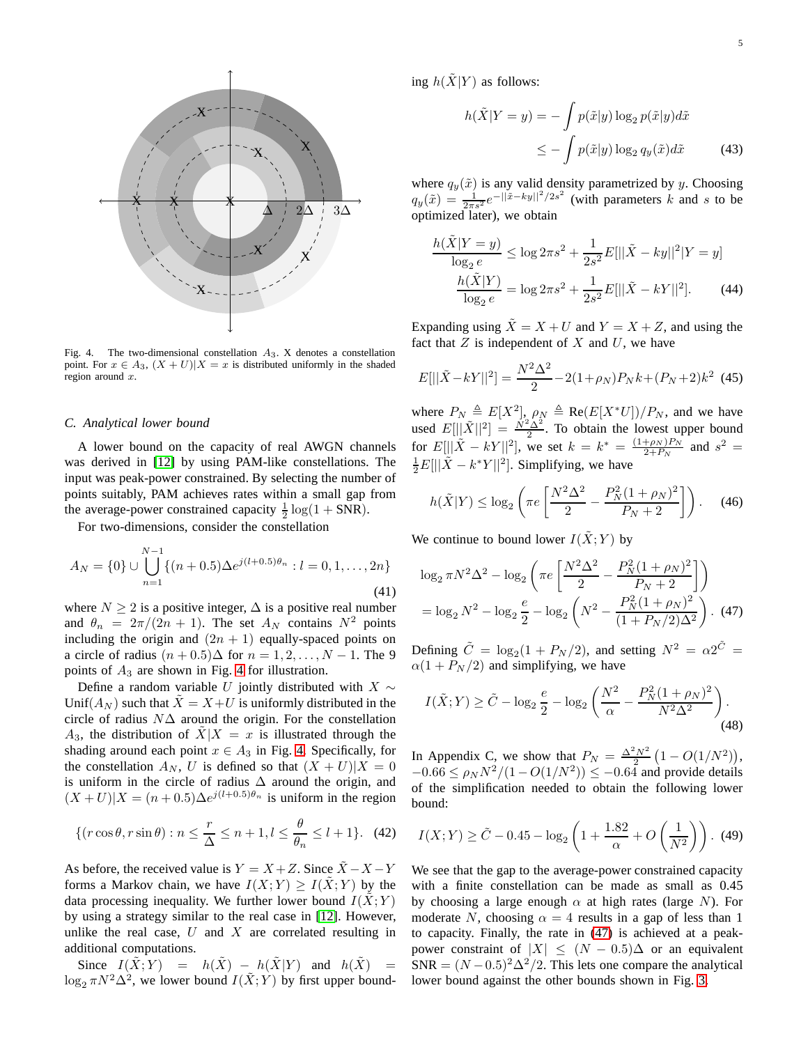Fig. 4. The two-dimensional constellation $A_3$. X denotes a constellation point. For $x \in A_3$, $(X+U)|X=x$ is distributed uniformly in the shaded region around $x$.

### C. Analytical lower bound

A lower bound on the capacity of real AWGN channels was derived in [12] by using PAM-like constellations. The input was peak-power constrained. By selecting the number of points suitably, PAM achieves rates within a small gap from the average-power constrained capacity $\frac{1}{2}\log(1+\text{SNR})$.

For two-dimensions, consider the constellation

$$A_N = \{0\} \cup \bigcup_{n=1}^{N-1} \{(n+0.5)\Delta e^{j(l+0.5)\theta_n} : l = 0,1,\ldots,2n\} \tag{41}$$

where $N \geq 2$ is a positive integer, $\Delta$ is a positive real number and $\theta_n = 2\pi/(2n+1)$. The set $A_N$ contains $N^2$ points including the origin and $(2n+1)$ equally-spaced points on a circle of radius $(n+0.5)\Delta$ for $n = 1,2,\ldots,N-1$. The 9 points of $A_3$ are shown in Fig. 4 for illustration.

Define a random variable $U$ jointly distributed with $X \sim \text{Unif}(A_N)$ such that $\tilde{X} = X+U$ is uniformly distributed in the circle of radius $N\Delta$ around the origin. For the constellation $A_3$, the distribution of $\tilde{X}|X=x$ is illustrated through the shading around each point $x \in A_3$ in Fig. 4. Specifically, for the constellation $A_N$, $U$ is defined so that $(X+U)|X=0$ is uniform in the circle of radius $\Delta$ around the origin, and $(X+U)|X = (n+0.5)\Delta e^{j(l+0.5)\theta_n}$ is uniform in the region

$$\{(r\cos\theta, r\sin\theta) : n \leq \frac{r}{\Delta} \leq n+1, l \leq \frac{\theta}{\theta_n} \leq l+1\}. \tag{42}$$

As before, the received value is $Y = X+Z$. Since $\tilde{X}-X-Y$ forms a Markov chain, we have $I(X;Y) \geq I(\tilde{X};Y)$ by the data processing inequality. We further lower bound $I(\tilde{X};Y)$ by using a strategy similar to the real case in [12]. However, unlike the real case, $U$ and $X$ are correlated resulting in additional computations.

Since $I(\tilde{X};Y) = h(\tilde{X}) - h(\tilde{X}|Y)$ and $h(\tilde{X}) = \log_2 \pi N^2\Delta^2$, we lower bound $I(\tilde{X};Y)$ by first upper bounding $h(\tilde{X}|Y)$ as follows:

$$\begin{aligned} h(\tilde{X}|Y=y) &= -\int p(\tilde{x}|y)\log_2 p(\tilde{x}|y)d\tilde{x} \\ &\leq -\int p(\tilde{x}|y)\log_2 q_y(\tilde{x})d\tilde{x} \end{aligned} \tag{43}$$

where $q_y(\tilde{x})$ is any valid density parametrized by $y$. Choosing $q_y(\tilde{x}) = \frac{1}{2\pi s^2}e^{-||\tilde{x}-ky||^2/2s^2}$ (with parameters $k$ and $s$ to be optimized later), we obtain

$$\begin{aligned} \frac{h(\tilde{X}|Y=y)}{\log_2 e} &\leq \log 2\pi s^2 + \frac{1}{2s^2}E[||\tilde{X}-ky||^2|Y=y] \\ \frac{h(\tilde{X}|Y)}{\log_2 e} &= \log 2\pi s^2 + \frac{1}{2s^2}E[||\tilde{X}-kY||^2]. \end{aligned} \tag{44}$$

Expanding using $\tilde{X} = X+U$ and $Y = X+Z$, and using the fact that $Z$ is independent of $X$ and $U$, we have

$$E[||\tilde{X}-kY||^2] = \frac{N^2\Delta^2}{2} - 2(1+\rho_N)P_N k + (P_N+2)k^2 \tag{45}$$

where $P_N \triangleq E[X^2]$, $\rho_N \triangleq \text{Re}(E[X^*U])/P_N$, and we have used $E[||\tilde{X}||^2] = \frac{N^2\Delta^2}{2}$. To obtain the lowest upper bound for $E[||\tilde{X}-kY||^2]$, we set $k = k^* = \frac{(1+\rho_N)P_N}{2+P_N}$ and $s^2 = \frac{1}{2}E[||\tilde{X}-k^*Y||^2]$. Simplifying, we have

$$h(\tilde{X}|Y) \leq \log_2\left(\pi e\left[\frac{N^2\Delta^2}{2} - \frac{P_N^2(1+\rho_N)^2}{P_N+2}\right]\right). \tag{46}$$

We continue to bound lower $I(\tilde{X};Y)$ by

$$\begin{aligned} &\log_2 \pi N^2\Delta^2 - \log_2\left(\pi e\left[\frac{N^2\Delta^2}{2} - \frac{P_N^2(1+\rho_N)^2}{P_N+2}\right]\right) \\ &= \log_2 N^2 - \log_2\frac{e}{2} - \log_2\left(N^2 - \frac{P_N^2(1+\rho_N)^2}{(1+P_N/2)\Delta^2}\right). \end{aligned} \tag{47}$$

Defining $\tilde{C} = \log_2(1+P_N/2)$, and setting $N^2 = \alpha 2^{\tilde{C}} = \alpha(1+P_N/2)$ and simplifying, we have

$$I(\tilde{X};Y) \geq \tilde{C} - \log_2\frac{e}{2} - \log_2\left(\frac{N^2}{\alpha} - \frac{P_N^2(1+\rho_N)^2}{N^2\Delta^2}\right). \tag{48}$$

In Appendix C, we show that $P_N = \frac{\Delta^2N^2}{2}\left(1-O(1/N^2)\right)$, $-0.66 \leq \rho_N N^2/(1-O(1/N^2)) \leq -0.64$ and provide details of the simplification needed to obtain the following lower bound:

$$I(X;Y) \geq \tilde{C} - 0.45 - \log_2\left(1 + \frac{1.82}{\alpha} + O\left(\frac{1}{N^2}\right)\right). \tag{49}$$

We see that the gap to the average-power constrained capacity with a finite constellation can be made as small as 0.45 by choosing a large enough $\alpha$ at high rates (large $N$). For moderate $N$, choosing $\alpha = 4$ results in a gap of less than 1 to capacity. Finally, the rate in (47) is achieved at a peak-power constraint of $|X| \leq (N-0.5)\Delta$ or an equivalent $\text{SNR} = (N-0.5)^2\Delta^2/2$. This lets one compare the analytical lower bound against the other bounds shown in Fig. 3.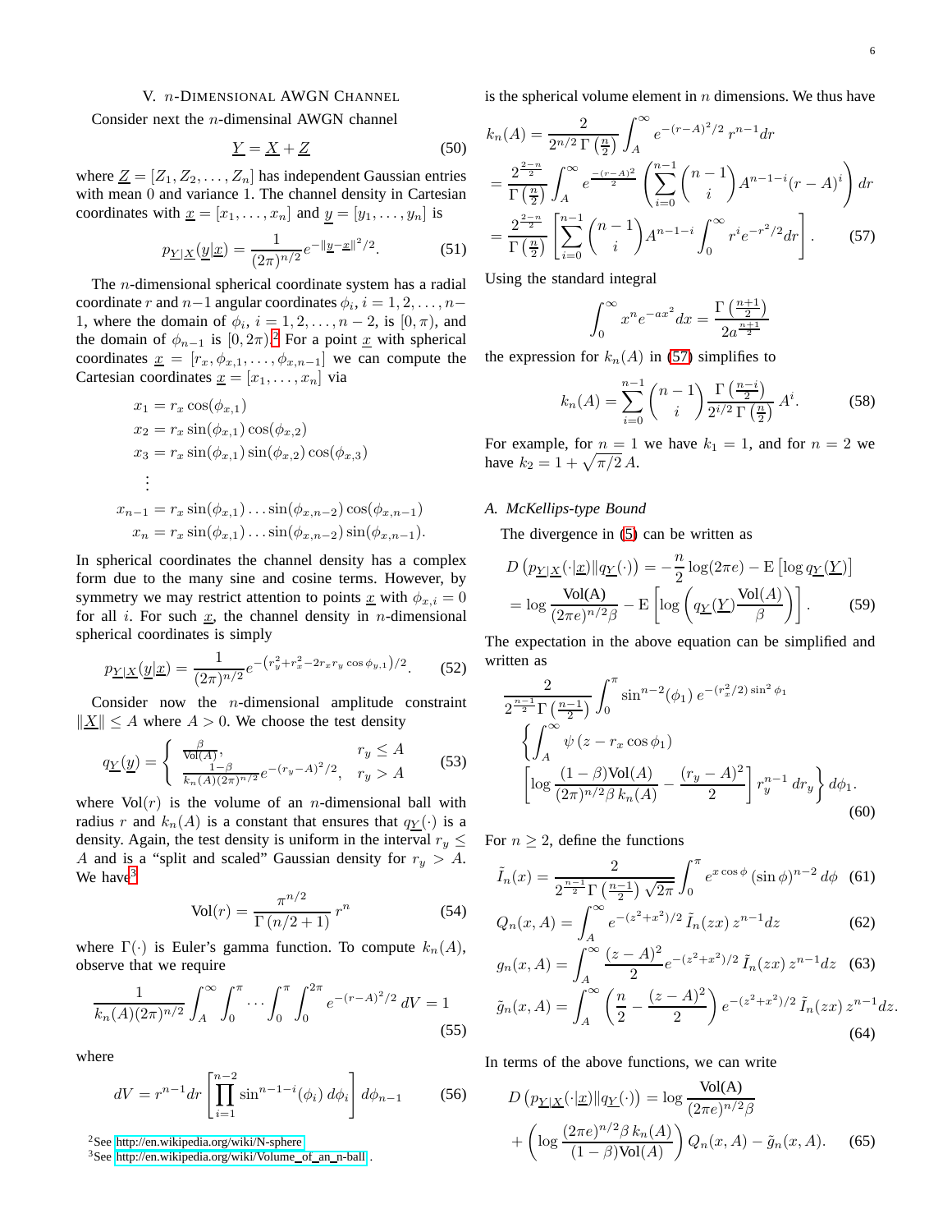## V. $n$-DIMENSIONAL AWGN CHANNEL

Consider next the $n$-dimensinal AWGN channel

$$\underline{Y} = \underline{X} + \underline{Z} \tag{50}$$

where $\underline{Z} = [Z_1, Z_2, \ldots, Z_n]$ has independent Gaussian entries with mean 0 and variance 1. The channel density in Cartesian coordinates with $\underline{x} = [x_1, \ldots, x_n]$ and $\underline{y} = [y_1, \ldots, y_n]$ is

$$p_{\underline{Y}|\underline{X}}(\underline{y}|\underline{x}) = \frac{1}{(2\pi)^{n/2}} e^{-\|\underline{y}-\underline{x}\|^2/2}. \tag{51}$$

The $n$-dimensional spherical coordinate system has a radial coordinate $r$ and $n-1$ angular coordinates $\phi_i$, $i = 1, 2, \ldots, n-1$, where the domain of $\phi_i$, $i = 1, 2, \ldots, n-2$, is $[0, \pi)$, and the domain of $\phi_{n-1}$ is $[0, 2\pi)$.[2] For a point $\underline{x}$ with spherical coordinates $\underline{x} = [r_x, \phi_{x,1}, \ldots, \phi_{x,n-1}]$ we can compute the Cartesian coordinates $\underline{x} = [x_1, \ldots, x_n]$ via

$$\begin{aligned}
x_1 &= r_x \cos(\phi_{x,1}) \\
x_2 &= r_x \sin(\phi_{x,1}) \cos(\phi_{x,2}) \\
x_3 &= r_x \sin(\phi_{x,1}) \sin(\phi_{x,2}) \cos(\phi_{x,3}) \\
&\;\;\vdots \\
x_{n-1} &= r_x \sin(\phi_{x,1}) \ldots \sin(\phi_{x,n-2}) \cos(\phi_{x,n-1}) \\
x_n &= r_x \sin(\phi_{x,1}) \ldots \sin(\phi_{x,n-2}) \sin(\phi_{x,n-1}).
\end{aligned}$$

In spherical coordinates the channel density has a complex form due to the many sine and cosine terms. However, by symmetry we may restrict attention to points $\underline{x}$ with $\phi_{x,i} = 0$ for all $i$. For such $\underline{x}$, the channel density in $n$-dimensional spherical coordinates is simply

$$p_{\underline{Y}|\underline{X}}(\underline{y}|\underline{x}) = \frac{1}{(2\pi)^{n/2}} e^{-\left(r_y^2 + r_x^2 - 2 r_x r_y \cos\phi_{y,1}\right)/2}. \tag{52}$$

Consider now the $n$-dimensional amplitude constraint $\|\underline{X}\| \leq A$ where $A > 0$. We choose the test density

$$q_{\underline{Y}}(\underline{y}) = \begin{cases} \frac{\beta}{\text{Vol}(A)}, & r_y \leq A \\ \frac{1-\beta}{k_n(A)(2\pi)^{n/2}} e^{-(r_y - A)^2/2}, & r_y > A \end{cases} \tag{53}$$

where $\text{Vol}(r)$ is the volume of an $n$-dimensional ball with radius $r$ and $k_n(A)$ is a constant that ensures that $q_{\underline{Y}}(\cdot)$ is a density. Again, the test density is uniform in the interval $r_y \leq A$ and is a "split and scaled" Gaussian density for $r_y > A$. We have[3]

$$\text{Vol}(r) = \frac{\pi^{n/2}}{\Gamma(n/2 + 1)} r^n \tag{54}$$

where $\Gamma(\cdot)$ is Euler's gamma function. To compute $k_n(A)$, observe that we require

$$\frac{1}{k_n(A)(2\pi)^{n/2}} \int_A^\infty \int_0^\pi \cdots \int_0^\pi \int_0^{2\pi} e^{-(r-A)^2/2} \, dV = 1 \tag{55}$$

where

$$dV = r^{n-1} dr \left[ \prod_{i=1}^{n-2} \sin^{n-1-i}(\phi_i) \, d\phi_i \right] d\phi_{n-1} \tag{56}$$

is the spherical volume element in $n$ dimensions. We thus have

$$\begin{aligned}
k_n(A) &= \frac{2}{2^{n/2}\, \Gamma\left(\frac{n}{2}\right)} \int_A^\infty e^{-(r-A)^2/2} \, r^{n-1} dr \\
&= \frac{2^{\frac{2-n}{2}}}{\Gamma\left(\frac{n}{2}\right)} \int_A^\infty e^{\frac{-(r-A)^2}{2}} \left( \sum_{i=0}^{n-1} \binom{n-1}{i} A^{n-1-i} (r-A)^i \right) dr \\
&= \frac{2^{\frac{2-n}{2}}}{\Gamma\left(\frac{n}{2}\right)} \left[ \sum_{i=0}^{n-1} \binom{n-1}{i} A^{n-1-i} \int_0^\infty r^i e^{-r^2/2} dr \right].
\end{aligned} \tag{57}$$

Using the standard integral

$$\int_0^\infty x^n e^{-ax^2} dx = \frac{\Gamma\left(\frac{n+1}{2}\right)}{2 a^{\frac{n+1}{2}}}$$

the expression for $k_n(A)$ in (57) simplifies to

$$k_n(A) = \sum_{i=0}^{n-1} \binom{n-1}{i} \frac{\Gamma\left(\frac{n-i}{2}\right)}{2^{i/2}\, \Gamma\left(\frac{n}{2}\right)} A^i. \tag{58}$$

For example, for $n = 1$ we have $k_1 = 1$, and for $n = 2$ we have $k_2 = 1 + \sqrt{\pi/2}\, A$.

### A. McKellips-type Bound

The divergence in (5) can be written as

$$\begin{aligned}
D\left(p_{\underline{Y}|\underline{X}}(\cdot|\underline{x}) \| q_{\underline{Y}}(\cdot)\right) &= -\frac{n}{2} \log(2\pi e) - \text{E}\left[\log q_{\underline{Y}}(\underline{Y})\right] \\
&= \log \frac{\text{Vol(A)}}{(2\pi e)^{n/2} \beta} - \text{E}\left[ \log\left( q_{\underline{Y}}(\underline{Y}) \frac{\text{Vol}(A)}{\beta} \right) \right].
\end{aligned} \tag{59}$$

The expectation in the above equation can be simplified and written as

$$\begin{aligned}
&\frac{2}{2^{\frac{n-1}{2}} \Gamma\left(\frac{n-1}{2}\right)} \int_0^\pi \sin^{n-2}(\phi_1)\, e^{-(r_x^2/2)\sin^2\phi_1} \\
&\quad \left\{ \int_A^\infty \psi\left(z - r_x \cos\phi_1\right) \right. \\
&\quad \left. \left[ \log \frac{(1-\beta)\text{Vol}(A)}{(2\pi)^{n/2} \beta\, k_n(A)} - \frac{(r_y - A)^2}{2} \right] r_y^{n-1}\, dr_y \right\} d\phi_1.
\end{aligned} \tag{60}$$

For $n \geq 2$, define the functions

$$\tilde{I}_n(x) = \frac{2}{2^{\frac{n-1}{2}} \Gamma\left(\frac{n-1}{2}\right) \sqrt{2\pi}} \int_0^\pi e^{x\cos\phi} (\sin\phi)^{n-2}\, d\phi \tag{61}$$

$$Q_n(x, A) = \int_A^\infty e^{-(z^2+x^2)/2}\, \tilde{I}_n(zx)\, z^{n-1} dz \tag{62}$$

$$g_n(x, A) = \int_A^\infty \frac{(z-A)^2}{2} e^{-(z^2+x^2)/2}\, \tilde{I}_n(zx)\, z^{n-1} dz \tag{63}$$

$$\tilde{g}_n(x, A) = \int_A^\infty \left( \frac{n}{2} - \frac{(z-A)^2}{2} \right) e^{-(z^2+x^2)/2}\, \tilde{I}_n(zx)\, z^{n-1} dz. \tag{64}$$

In terms of the above functions, we can write

$$\begin{aligned}
D\left(p_{\underline{Y}|\underline{X}}(\cdot|\underline{x}) \| q_{\underline{Y}}(\cdot)\right) &= \log \frac{\text{Vol(A)}}{(2\pi e)^{n/2} \beta} \\
&\quad + \left( \log \frac{(2\pi e)^{n/2} \beta\, k_n(A)}{(1-\beta)\text{Vol}(A)} \right) Q_n(x, A) - \tilde{g}_n(x, A).
\end{aligned} \tag{65}$$

---

[2] See http://en.wikipedia.org/wiki/N-sphere

[3] See http://en.wikipedia.org/wiki/Volume_of_an_n-ball .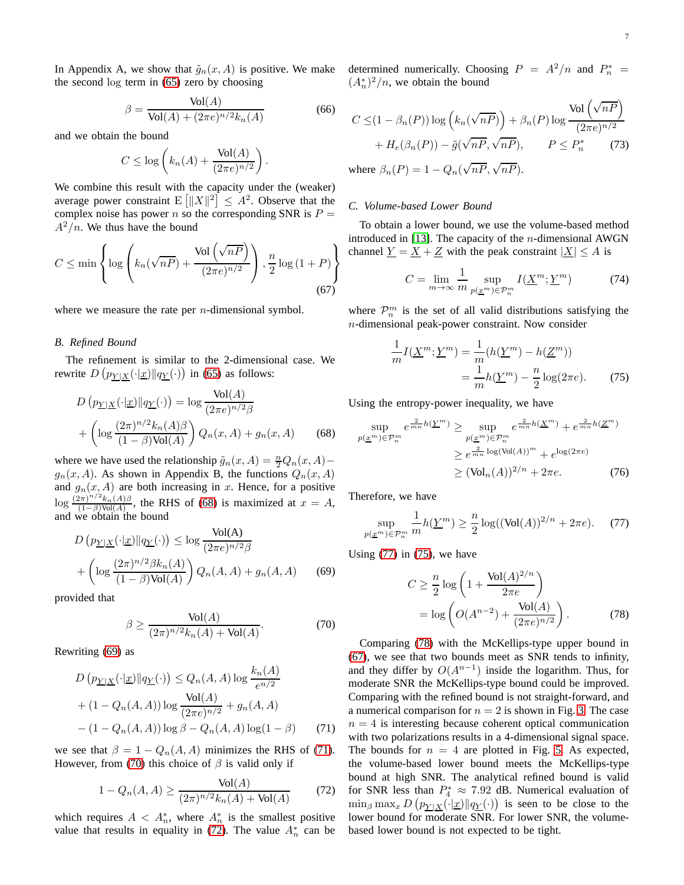In Appendix A, we show that $\tilde{g}_n(x, A)$ is positive. We make the second log term in (65) zero by choosing

$$\beta = \frac{\text{Vol}(A)}{\text{Vol}(A) + (2\pi e)^{n/2} k_n(A)} \tag{66}$$

and we obtain the bound

$$C \leq \log\left(k_n(A) + \frac{\text{Vol}(A)}{(2\pi e)^{n/2}}\right).$$

We combine this result with the capacity under the (weaker) average power constraint $\mathrm{E}\left[\|X\|^2\right] \leq A^2$. Observe that the complex noise has power $n$ so the corresponding SNR is $P = A^2/n$. We thus have the bound

$$C \leq \min\left\{\log\left(k_n(\sqrt{nP}) + \frac{\text{Vol}\left(\sqrt{nP}\right)}{(2\pi e)^{n/2}}\right), \frac{n}{2}\log(1+P)\right\} \tag{67}$$

where we measure the rate per $n$-dimensional symbol.

### B. Refined Bound

The refinement is similar to the 2-dimensional case. We rewrite $D\left(p_{\underline{Y}|\underline{X}}(\cdot|\underline{x})\|q_{\underline{Y}}(\cdot)\right)$ in (65) as follows:

$$\begin{aligned} D\left(p_{\underline{Y}|\underline{X}}(\cdot|\underline{x})\|q_{\underline{Y}}(\cdot)\right) &= \log\frac{\text{Vol}(A)}{(2\pi e)^{n/2}\beta} \\ &+ \left(\log\frac{(2\pi)^{n/2}k_n(A)\beta}{(1-\beta)\text{Vol}(A)}\right)Q_n(x,A) + g_n(x,A) \end{aligned} \tag{68}$$

where we have used the relationship $\tilde{g}_n(x, A) = \frac{n}{2}Q_n(x, A) - g_n(x, A)$. As shown in Appendix B, the functions $Q_n(x, A)$ and $g_n(x, A)$ are both increasing in $x$. Hence, for a positive $\log\frac{(2\pi)^{n/2}k_n(A)\beta}{(1-\beta)\text{Vol}(A)}$, the RHS of (68) is maximized at $x = A$, and we obtain the bound

$$\begin{aligned} D\left(p_{\underline{Y}|\underline{X}}(\cdot|\underline{x})\|q_{\underline{Y}}(\cdot)\right) &\leq \log\frac{\text{Vol(A)}}{(2\pi e)^{n/2}\beta} \\ &+ \left(\log\frac{(2\pi)^{n/2}\beta k_n(A)}{(1-\beta)\text{Vol}(A)}\right)Q_n(A,A) + g_n(A,A) \end{aligned} \tag{69}$$

provided that

$$\beta \geq \frac{\text{Vol}(A)}{(2\pi)^{n/2}k_n(A) + \text{Vol}(A)}. \tag{70}$$

Rewriting (69) as

$$\begin{aligned} D\left(p_{\underline{Y}|\underline{X}}(\cdot|\underline{x})\|q_{\underline{Y}}(\cdot)\right) &\leq Q_n(A,A)\log\frac{k_n(A)}{e^{n/2}} \\ &+ (1-Q_n(A,A))\log\frac{\text{Vol}(A)}{(2\pi e)^{n/2}} + g_n(A,A) \\ &- (1-Q_n(A,A))\log\beta - Q_n(A,A)\log(1-\beta) \end{aligned} \tag{71}$$

we see that $\beta = 1 - Q_n(A, A)$ minimizes the RHS of (71). However, from (70) this choice of $\beta$ is valid only if

$$1 - Q_n(A,A) \geq \frac{\text{Vol}(A)}{(2\pi)^{n/2}k_n(A) + \text{Vol}(A)} \tag{72}$$

which requires $A < A_n^*$, where $A_n^*$ is the smallest positive value that results in equality in (72). The value $A_n^*$ can be determined numerically. Choosing $P = A^2/n$ and $P_n^* = (A_n^*)^2/n$, we obtain the bound

$$\begin{aligned} C \leq& (1-\beta_n(P))\log\left(k_n(\sqrt{nP})\right) + \beta_n(P)\log\frac{\text{Vol}\left(\sqrt{nP}\right)}{(2\pi e)^{n/2}} \\ &+ H_e(\beta_n(P)) - \tilde{g}(\sqrt{nP},\sqrt{nP}), \qquad P \leq P_n^* \end{aligned} \tag{73}$$

where $\beta_n(P) = 1 - Q_n(\sqrt{nP}, \sqrt{nP})$.

### C. Volume-based Lower Bound

To obtain a lower bound, we use the volume-based method introduced in [13]. The capacity of the $n$-dimensional AWGN channel $\underline{Y} = \underline{X} + \underline{Z}$ with the peak constraint $|\underline{X}| \leq A$ is

$$C = \lim_{m\to\infty}\frac{1}{m}\sup_{p(\underline{x}^m)\in\mathcal{P}_n^m} I(\underline{X}^m;\underline{Y}^m) \tag{74}$$

where $\mathcal{P}_n^m$ is the set of all valid distributions satisfying the $n$-dimensional peak-power constraint. Now consider

$$\begin{aligned} \frac{1}{m}I(\underline{X}^m;\underline{Y}^m) &= \frac{1}{m}(h(\underline{Y}^m) - h(\underline{Z}^m)) \\ &= \frac{1}{m}h(\underline{Y}^m) - \frac{n}{2}\log(2\pi e). \end{aligned} \tag{75}$$

Using the entropy-power inequality, we have

$$\begin{aligned} \sup_{p(\underline{x}^m)\in\mathcal{P}_n^m} e^{\frac{2}{mn}h(\underline{Y}^m)} &\geq \sup_{p(\underline{x}^m)\in\mathcal{P}_n^m} e^{\frac{2}{mn}h(\underline{X}^m)} + e^{\frac{2}{mn}h(\underline{Z}^m)} \\ &\geq e^{\frac{2}{mn}\log(\text{Vol}(A))^m} + e^{\log(2\pi e)} \\ &\geq (\text{Vol}_n(A))^{2/n} + 2\pi e. \end{aligned} \tag{76}$$

Therefore, we have

$$\sup_{p(\underline{x}^m)\in\mathcal{P}_n^m}\frac{1}{m}h(\underline{Y}^m) \geq \frac{n}{2}\log((\text{Vol}(A))^{2/n} + 2\pi e). \tag{77}$$

Using (77) in (75), we have

$$\begin{aligned} C &\geq \frac{n}{2}\log\left(1 + \frac{\text{Vol}(A)^{2/n}}{2\pi e}\right) \\ &= \log\left(O(A^{n-2}) + \frac{\text{Vol}(A)}{(2\pi e)^{n/2}}\right). \end{aligned} \tag{78}$$

Comparing (78) with the McKellips-type upper bound in (67), we see that two bounds meet as SNR tends to infinity, and they differ by $O(A^{n-1})$ inside the logarithm. Thus, for moderate SNR the McKellips-type bound could be improved. Comparing with the refined bound is not straight-forward, and a numerical comparison for $n = 2$ is shown in Fig. 3. The case $n = 4$ is interesting because coherent optical communication with two polarizations results in a 4-dimensional signal space. The bounds for $n = 4$ are plotted in Fig. 5. As expected, the volume-based lower bound meets the McKellips-type bound at high SNR. The analytical refined bound is valid for SNR less than $P_4^* \approx 7.92$ dB. Numerical evaluation of $\min_\beta \max_x D\left(p_{\underline{Y}|\underline{X}}(\cdot|\underline{x})\|q_{\underline{Y}}(\cdot)\right)$ is seen to be close to the lower bound for moderate SNR. For lower SNR, the volume-based lower bound is not expected to be tight.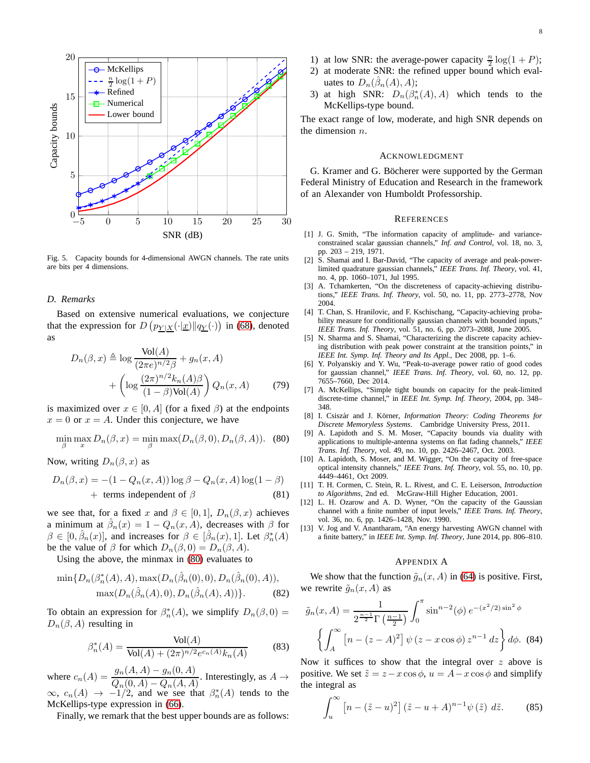Fig. 5. Capacity bounds for 4-dimensional AWGN channels. The rate units are bits per 4 dimensions.

### D. Remarks

Based on extensive numerical evaluations, we conjecture that the expression for $D\left(p_{\underline{Y}|\underline{X}}(\cdot|\underline{x})\|q_{\underline{Y}}(\cdot)\right)$ in (68), denoted as

$$D_n(\beta, x) \triangleq \log \frac{\text{Vol}(A)}{(2\pi e)^{n/2}\beta} + g_n(x, A) + \left(\log \frac{(2\pi)^{n/2} k_n(A)\beta}{(1-\beta)\text{Vol}(A)}\right) Q_n(x, A) \quad (79)$$

is maximized over $x \in [0, A]$ (for a fixed $\beta$) at the endpoints $x = 0$ or $x = A$. Under this conjecture, we have

$$\min_{\beta} \max_{x} D_n(\beta, x) = \min_{\beta} \max(D_n(\beta, 0), D_n(\beta, A)). \quad (80)$$

Now, writing $D_n(\beta, x)$ as

$$D_n(\beta, x) = -(1 - Q_n(x, A)) \log \beta - Q_n(x, A) \log(1 - \beta) + \text{ terms independent of } \beta \quad (81)$$

we see that, for a fixed $x$ and $\beta \in [0, 1]$, $D_n(\beta, x)$ achieves a minimum at $\hat{\beta}_n(x) = 1 - Q_n(x, A)$, decreases with $\beta$ for $\beta \in [0, \hat{\beta}_n(x)]$, and increases for $\beta \in [\hat{\beta}_n(x), 1]$. Let $\beta^*_n(A)$ be the value of $\beta$ for which $D_n(\beta, 0) = D_n(\beta, A)$.

Using the above, the minmax in (80) evaluates to

$$\min\{D_n(\beta^*_n(A), A), \max(D_n(\hat{\beta}_n(0), 0), D_n(\hat{\beta}_n(0), A)), \max(D_n(\hat{\beta}_n(A), 0), D_n(\hat{\beta}_n(A), A))\}. \quad (82)$$

To obtain an expression for $\beta^*_n(A)$, we simplify $D_n(\beta, 0) = D_n(\beta, A)$ resulting in

$$\beta^*_n(A) = \frac{\text{Vol}(A)}{\text{Vol}(A) + (2\pi)^{n/2} e^{c_n(A)} k_n(A)} \quad (83)$$

where $c_n(A) = \dfrac{g_n(A, A) - g_n(0, A)}{Q_n(0, A) - Q_n(A, A)}$. Interestingly, as $A \to \infty$, $c_n(A) \to -1/2$, and we see that $\beta^*_n(A)$ tends to the McKellips-type expression in (66).

Finally, we remark that the best upper bounds are as follows:

1) at low SNR: the average-power capacity $\frac{n}{2}\log(1 + P)$;
2) at moderate SNR: the refined upper bound which evaluates to $D_n(\hat{\beta}_n(A), A)$;
3) at high SNR: $D_n(\beta^*_n(A), A)$ which tends to the McKellips-type bound.

The exact range of low, moderate, and high SNR depends on the dimension $n$.

## Acknowledgment

G. Kramer and G. Böcherer were supported by the German Federal Ministry of Education and Research in the framework of an Alexander von Humboldt Professorship.

## References

[1] J. G. Smith, "The information capacity of amplitude- and variance-constrained scalar gaussian channels," *Inf. and Control*, vol. 18, no. 3, pp. 203 – 219, 1971.

[2] S. Shamai and I. Bar-David, "The capacity of average and peak-power-limited quadrature gaussian channels," *IEEE Trans. Inf. Theory*, vol. 41, no. 4, pp. 1060–1071, Jul 1995.

[3] A. Tchamkerten, "On the discreteness of capacity-achieving distributions," *IEEE Trans. Inf. Theory*, vol. 50, no. 11, pp. 2773–2778, Nov 2004.

[4] T. Chan, S. Hranilovic, and F. Kschischang, "Capacity-achieving probability measure for conditionally gaussian channels with bounded inputs," *IEEE Trans. Inf. Theory*, vol. 51, no. 6, pp. 2073–2088, June 2005.

[5] N. Sharma and S. Shamai, "Characterizing the discrete capacity achieving distribution with peak power constraint at the transition points," in *IEEE Int. Symp. Inf. Theory and Its Appl.*, Dec 2008, pp. 1–6.

[6] Y. Polyanskiy and Y. Wu, "Peak-to-average power ratio of good codes for gaussian channel," *IEEE Trans. Inf. Theory*, vol. 60, no. 12, pp. 7655–7660, Dec 2014.

[7] A. McKellips, "Simple tight bounds on capacity for the peak-limited discrete-time channel," in *IEEE Int. Symp. Inf. Theory*, 2004, pp. 348–348.

[8] I. Csiszár and J. Körner, *Information Theory: Coding Theorems for Discrete Memoryless Systems*. Cambridge University Press, 2011.

[9] A. Lapidoth and S. M. Moser, "Capacity bounds via duality with applications to multiple-antenna systems on flat fading channels," *IEEE Trans. Inf. Theory*, vol. 49, no. 10, pp. 2426–2467, Oct. 2003.

[10] A. Lapidoth, S. Moser, and M. Wigger, "On the capacity of free-space optical intensity channels," *IEEE Trans. Inf. Theory*, vol. 55, no. 10, pp. 4449–4461, Oct 2009.

[11] T. H. Cormen, C. Stein, R. L. Rivest, and C. E. Leiserson, *Introduction to Algorithms*, 2nd ed. McGraw-Hill Higher Education, 2001.

[12] L. H. Ozarow and A. D. Wyner, "On the capacity of the Gaussian channel with a finite number of input levels," *IEEE Trans. Inf. Theory*, vol. 36, no. 6, pp. 1426–1428, Nov. 1990.

[13] V. Jog and V. Anantharam, "An energy harvesting AWGN channel with a finite battery," in *IEEE Int. Symp. Inf. Theory*, June 2014, pp. 806–810.

## Appendix A

We show that the function $\tilde{g}_n(x, A)$ in (64) is positive. First, we rewrite $\tilde{g}_n(x, A)$ as

$$\tilde{g}_n(x, A) = \frac{1}{2^{\frac{n-1}{2}}\Gamma\left(\frac{n-1}{2}\right)} \int_0^{\pi} \sin^{n-2}(\phi)\, e^{-(x^2/2)\sin^2\phi} \left\{\int_A^{\infty} \left[n - (z - A)^2\right] \psi\left(z - x\cos\phi\right) z^{n-1}\, dz\right\} d\phi. \quad (84)$$

Now it suffices to show that the integral over $z$ above is positive. We set $\tilde{z} = z - x\cos\phi$, $u = A - x\cos\phi$ and simplify the integral as

$$\int_u^{\infty} \left[n - (\tilde{z} - u)^2\right] (\tilde{z} - u + A)^{n-1} \psi\left(\tilde{z}\right)\, d\tilde{z}. \quad (85)$$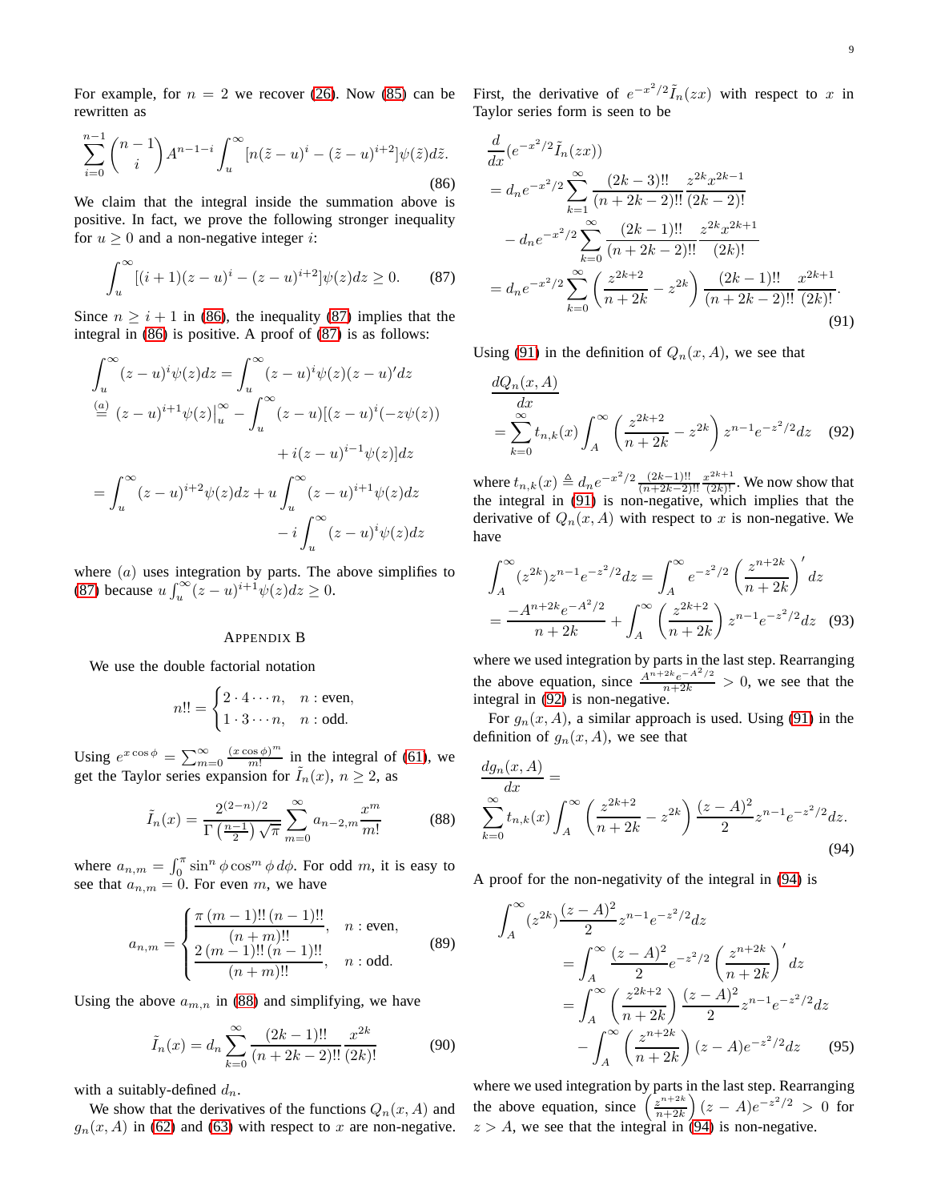For example, for $n = 2$ we recover (26). Now (85) can be rewritten as

$$\sum_{i=0}^{n-1} \binom{n-1}{i} A^{n-1-i} \int_u^\infty [n(\tilde{z}-u)^i - (\tilde{z}-u)^{i+2}]\psi(\tilde{z})d\tilde{z}. \tag{86}$$

We claim that the integral inside the summation above is positive. In fact, we prove the following stronger inequality for $u \geq 0$ and a non-negative integer $i$:

$$\int_u^\infty [(i+1)(z-u)^i - (z-u)^{i+2}]\psi(z)dz \geq 0. \tag{87}$$

Since $n \geq i+1$ in (86), the inequality (87) implies that the integral in (86) is positive. A proof of (87) is as follows:

$$\begin{aligned}
\int_u^\infty (z-u)^i \psi(z)dz &= \int_u^\infty (z-u)^i \psi(z)(z-u)'dz \\
&\overset{(a)}{=} (z-u)^{i+1}\psi(z)\big|_u^\infty - \int_u^\infty (z-u)[(z-u)^i(-z\psi(z)) \\
&\qquad + i(z-u)^{i-1}\psi(z)]dz \\
&= \int_u^\infty (z-u)^{i+2}\psi(z)dz + u\int_u^\infty (z-u)^{i+1}\psi(z)dz \\
&\qquad - i\int_u^\infty (z-u)^i\psi(z)dz
\end{aligned}$$

where $(a)$ uses integration by parts. The above simplifies to (87) because $u\int_u^\infty (z-u)^{i+1}\psi(z)dz \geq 0$.

## Appendix B

We use the double factorial notation

$$n!! = \begin{cases} 2\cdot 4\cdots n, & n: \text{even}, \\ 1\cdot 3\cdots n, & n: \text{odd}. \end{cases}$$

Using $e^{x\cos\phi} = \sum_{m=0}^\infty \frac{(x\cos\phi)^m}{m!}$ in the integral of (61), we get the Taylor series expansion for $\tilde{I}_n(x)$, $n \geq 2$, as

$$\tilde{I}_n(x) = \frac{2^{(2-n)/2}}{\Gamma\left(\frac{n-1}{2}\right)\sqrt{\pi}} \sum_{m=0}^\infty a_{n-2,m}\frac{x^m}{m!} \tag{88}$$

where $a_{n,m} = \int_0^\pi \sin^n\phi\cos^m\phi\, d\phi$. For odd $m$, it is easy to see that $a_{n,m} = 0$. For even $m$, we have

$$a_{n,m} = \begin{cases} \dfrac{\pi\,(m-1)!!\,(n-1)!!}{(n+m)!!}, & n: \text{even}, \\[2ex] \dfrac{2\,(m-1)!!\,(n-1)!!}{(n+m)!!}, & n: \text{odd}. \end{cases} \tag{89}$$

Using the above $a_{m,n}$ in (88) and simplifying, we have

$$\tilde{I}_n(x) = d_n \sum_{k=0}^\infty \frac{(2k-1)!!}{(n+2k-2)!!}\frac{x^{2k}}{(2k)!} \tag{90}$$

with a suitably-defined $d_n$.

We show that the derivatives of the functions $Q_n(x,A)$ and $g_n(x,A)$ in (62) and (63) with respect to $x$ are non-negative. First, the derivative of $e^{-x^2/2}\tilde{I}_n(zx)$ with respect to $x$ in Taylor series form is seen to be

$$\begin{aligned}
&\frac{d}{dx}(e^{-x^2/2}\tilde{I}_n(zx)) \\
&= d_n e^{-x^2/2}\sum_{k=1}^\infty \frac{(2k-3)!!}{(n+2k-2)!!}\frac{z^{2k}x^{2k-1}}{(2k-2)!} \\
&\quad - d_n e^{-x^2/2}\sum_{k=0}^\infty \frac{(2k-1)!!}{(n+2k-2)!!}\frac{z^{2k}x^{2k+1}}{(2k)!} \\
&= d_n e^{-x^2/2}\sum_{k=0}^\infty \left(\frac{z^{2k+2}}{n+2k} - z^{2k}\right)\frac{(2k-1)!!}{(n+2k-2)!!}\frac{x^{2k+1}}{(2k)!}.
\end{aligned} \tag{91}$$

Using (91) in the definition of $Q_n(x,A)$, we see that

$$\frac{dQ_n(x,A)}{dx} = \sum_{k=0}^\infty t_{n,k}(x)\int_A^\infty \left(\frac{z^{2k+2}}{n+2k} - z^{2k}\right) z^{n-1}e^{-z^2/2}dz \tag{92}$$

where $t_{n,k}(x) \triangleq d_n e^{-x^2/2}\frac{(2k-1)!!}{(n+2k-2)!!}\frac{x^{2k+1}}{(2k)!}$. We now show that the integral in (91) is non-negative, which implies that the derivative of $Q_n(x,A)$ with respect to $x$ is non-negative. We have

$$\begin{aligned}
\int_A^\infty (z^{2k})z^{n-1}e^{-z^2/2}dz &= \int_A^\infty e^{-z^2/2}\left(\frac{z^{n+2k}}{n+2k}\right)'dz \\
&= \frac{-A^{n+2k}e^{-A^2/2}}{n+2k} + \int_A^\infty \left(\frac{z^{2k+2}}{n+2k}\right)z^{n-1}e^{-z^2/2}dz
\end{aligned} \tag{93}$$

where we used integration by parts in the last step. Rearranging the above equation, since $\frac{A^{n+2k}e^{-A^2/2}}{n+2k} > 0$, we see that the integral in (92) is non-negative.

For $g_n(x,A)$, a similar approach is used. Using (91) in the definition of $g_n(x,A)$, we see that

$$\frac{dg_n(x,A)}{dx} = \sum_{k=0}^\infty t_{n,k}(x)\int_A^\infty \left(\frac{z^{2k+2}}{n+2k} - z^{2k}\right)\frac{(z-A)^2}{2}z^{n-1}e^{-z^2/2}dz. \tag{94}$$

A proof for the non-negativity of the integral in (94) is

$$\begin{aligned}
\int_A^\infty (z^{2k})\frac{(z-A)^2}{2}z^{n-1}e^{-z^2/2}dz &= \int_A^\infty \frac{(z-A)^2}{2}e^{-z^2/2}\left(\frac{z^{n+2k}}{n+2k}\right)'dz \\
&= \int_A^\infty \left(\frac{z^{2k+2}}{n+2k}\right)\frac{(z-A)^2}{2}z^{n-1}e^{-z^2/2}dz \\
&\quad - \int_A^\infty \left(\frac{z^{n+2k}}{n+2k}\right)(z-A)e^{-z^2/2}dz
\end{aligned} \tag{95}$$

where we used integration by parts in the last step. Rearranging the above equation, since $\left(\frac{z^{n+2k}}{n+2k}\right)(z-A)e^{-z^2/2} > 0$ for $z > A$, we see that the integral in (94) is non-negative.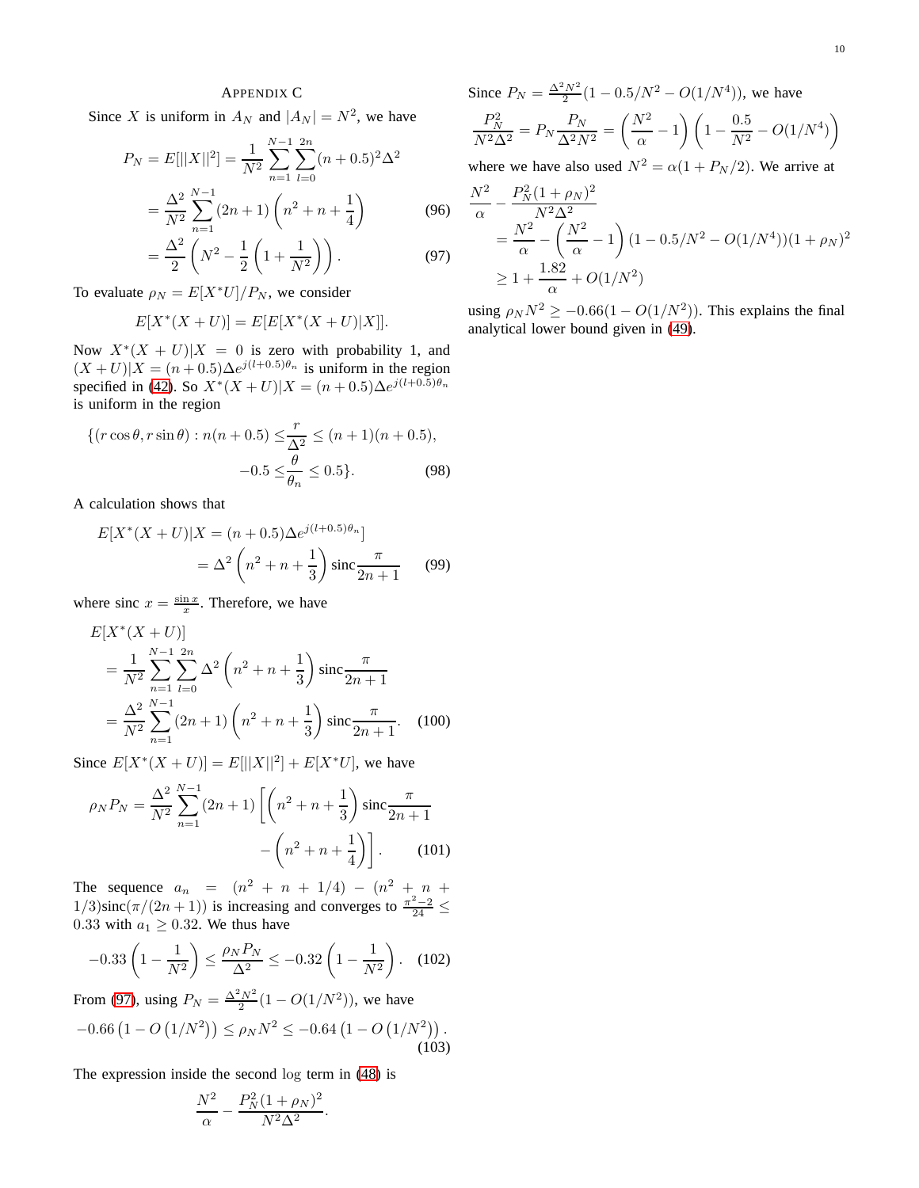## Appendix C

Since $X$ is uniform in $A_N$ and $|A_N| = N^2$, we have

$$
\begin{aligned}
P_N = E[||X||^2] &= \frac{1}{N^2}\sum_{n=1}^{N-1}\sum_{l=0}^{2n}(n+0.5)^2\Delta^2 \\
&= \frac{\Delta^2}{N^2}\sum_{n=1}^{N-1}(2n+1)\left(n^2+n+\frac{1}{4}\right) \qquad (96)\\
&= \frac{\Delta^2}{2}\left(N^2 - \frac{1}{2}\left(1+\frac{1}{N^2}\right)\right). \qquad (97)
\end{aligned}
$$

To evaluate $\rho_N = E[X^*U]/P_N$, we consider

$$
E[X^*(X+U)] = E[E[X^*(X+U)|X]].
$$

Now $X^*(X+U)|X = 0$ is zero with probability 1, and $(X+U)|X = (n+0.5)\Delta e^{j(l+0.5)\theta_n}$ is uniform in the region specified in (42). So $X^*(X+U)|X = (n+0.5)\Delta e^{j(l+0.5)\theta_n}$ is uniform in the region

$$
\begin{aligned}
\{(r\cos\theta, r\sin\theta) : n(n+0.5) \le &\frac{r}{\Delta^2} \le (n+1)(n+0.5),\\
-0.5 \le &\frac{\theta}{\theta_n} \le 0.5\}. \qquad (98)
\end{aligned}
$$

A calculation shows that

$$
\begin{aligned}
E[X^*(X+U)|X &= (n+0.5)\Delta e^{j(l+0.5)\theta_n}]\\
&= \Delta^2\left(n^2+n+\frac{1}{3}\right)\text{sinc}\frac{\pi}{2n+1} \qquad (99)
\end{aligned}
$$

where $\text{sinc}\, x = \frac{\sin x}{x}$. Therefore, we have

$$
\begin{aligned}
&E[X^*(X+U)]\\
&= \frac{1}{N^2}\sum_{n=1}^{N-1}\sum_{l=0}^{2n}\Delta^2\left(n^2+n+\frac{1}{3}\right)\text{sinc}\frac{\pi}{2n+1}\\
&= \frac{\Delta^2}{N^2}\sum_{n=1}^{N-1}(2n+1)\left(n^2+n+\frac{1}{3}\right)\text{sinc}\frac{\pi}{2n+1}. \qquad (100)
\end{aligned}
$$

Since $E[X^*(X+U)] = E[||X||^2] + E[X^*U]$, we have

$$
\begin{aligned}
\rho_N P_N = \frac{\Delta^2}{N^2}\sum_{n=1}^{N-1}(2n+1)\Bigg[&\left(n^2+n+\frac{1}{3}\right)\text{sinc}\frac{\pi}{2n+1}\\
&-\left(n^2+n+\frac{1}{4}\right)\Bigg]. \qquad (101)
\end{aligned}
$$

The sequence $a_n = (n^2+n+1/4) - (n^2+n+1/3)\text{sinc}(\pi/(2n+1))$ is increasing and converges to $\frac{\pi^2-2}{24} \le 0.33$ with $a_1 \ge 0.32$. We thus have

$$
-0.33\left(1-\frac{1}{N^2}\right) \le \frac{\rho_N P_N}{\Delta^2} \le -0.32\left(1-\frac{1}{N^2}\right). \qquad (102)
$$

From (97), using $P_N = \frac{\Delta^2 N^2}{2}(1 - O(1/N^2))$, we have

$$
-0.66\left(1-O\left(1/N^2\right)\right) \le \rho_N N^2 \le -0.64\left(1-O\left(1/N^2\right)\right). \qquad (103)
$$

The expression inside the second $\log$ term in (48) is

$$
\frac{N^2}{\alpha} - \frac{P_N^2(1+\rho_N)^2}{N^2\Delta^2}.
$$

Since $P_N = \frac{\Delta^2 N^2}{2}(1 - 0.5/N^2 - O(1/N^4))$, we have

$$
\frac{P_N^2}{N^2\Delta^2} = P_N\frac{P_N}{\Delta^2 N^2} = \left(\frac{N^2}{\alpha}-1\right)\left(1-\frac{0.5}{N^2}-O(1/N^4)\right)
$$

where we have also used $N^2 = \alpha(1+P_N/2)$. We arrive at

$$
\begin{aligned}
&\frac{N^2}{\alpha} - \frac{P_N^2(1+\rho_N)^2}{N^2\Delta^2}\\
&\quad = \frac{N^2}{\alpha} - \left(\frac{N^2}{\alpha}-1\right)(1-0.5/N^2-O(1/N^4))(1+\rho_N)^2\\
&\quad \ge 1 + \frac{1.82}{\alpha} + O(1/N^2)
\end{aligned}
$$

using $\rho_N N^2 \ge -0.66(1-O(1/N^2))$. This explains the final analytical lower bound given in (49).